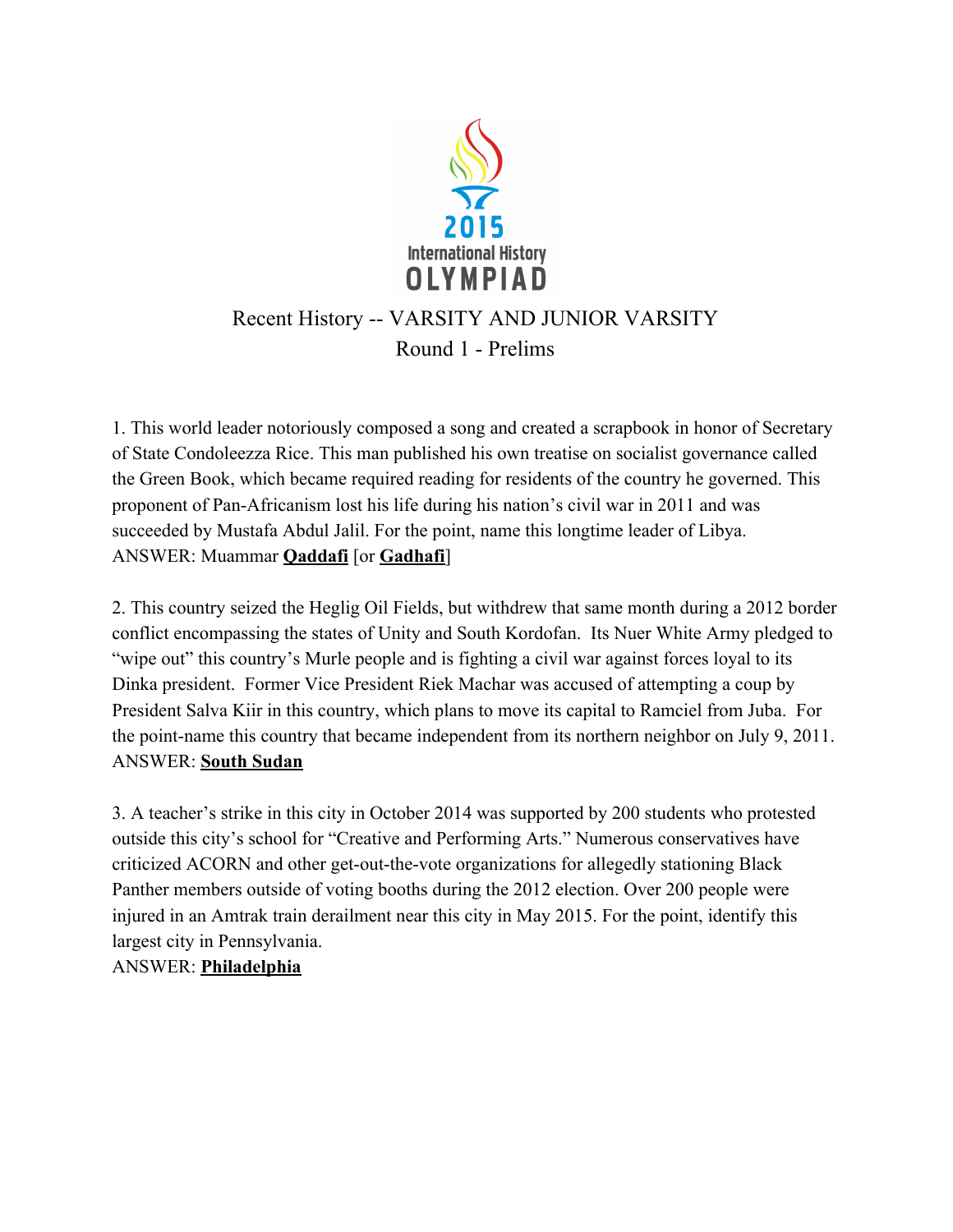2015 International History OLYMPIAD

## Recent History -- VARSITY AND JUNIOR VARSITY
## Round 1 - Prelims

1. This world leader notoriously composed a song and created a scrapbook in honor of Secretary of State Condoleezza Rice. This man published his own treatise on socialist governance called the Green Book, which became required reading for residents of the country he governed. This proponent of Pan-Africanism lost his life during his nation's civil war in 2011 and was succeeded by Mustafa Abdul Jalil. For the point, name this longtime leader of Libya.
ANSWER: Muammar **Qaddafi** [or **Gadhafi**]

2. This country seized the Heglig Oil Fields, but withdrew that same month during a 2012 border conflict encompassing the states of Unity and South Kordofan. Its Nuer White Army pledged to "wipe out" this country's Murle people and is fighting a civil war against forces loyal to its Dinka president. Former Vice President Riek Machar was accused of attempting a coup by President Salva Kiir in this country, which plans to move its capital to Ramciel from Juba. For the point-name this country that became independent from its northern neighbor on July 9, 2011.
ANSWER: **South Sudan**

3. A teacher's strike in this city in October 2014 was supported by 200 students who protested outside this city's school for "Creative and Performing Arts." Numerous conservatives have criticized ACORN and other get-out-the-vote organizations for allegedly stationing Black Panther members outside of voting booths during the 2012 election. Over 200 people were injured in an Amtrak train derailment near this city in May 2015. For the point, identify this largest city in Pennsylvania.
ANSWER: **Philadelphia**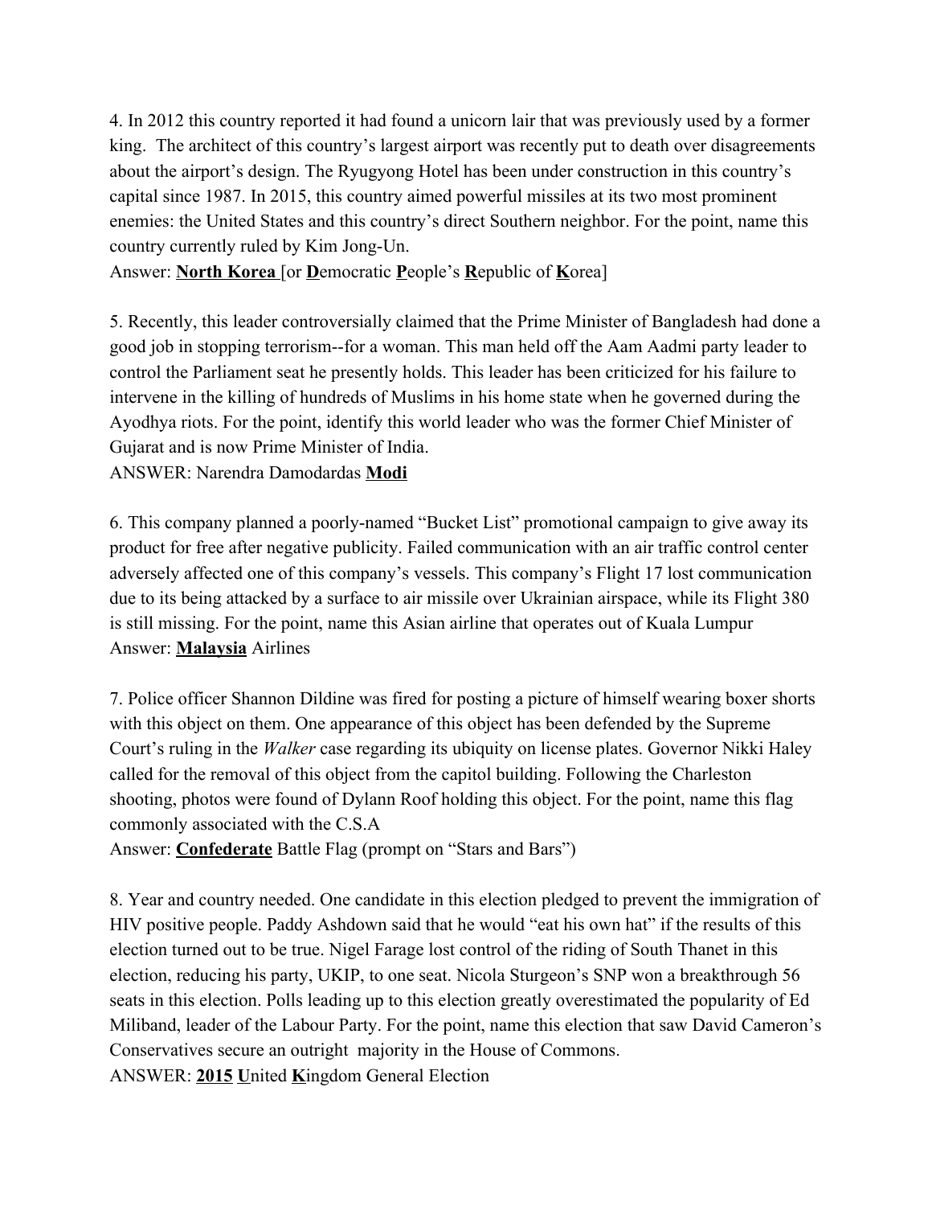4. In 2012 this country reported it had found a unicorn lair that was previously used by a former king. The architect of this country's largest airport was recently put to death over disagreements about the airport's design. The Ryugyong Hotel has been under construction in this country's capital since 1987. In 2015, this country aimed powerful missiles at its two most prominent enemies: the United States and this country's direct Southern neighbor. For the point, name this country currently ruled by Kim Jong-Un.

Answer: **North Korea** [or **D**emocratic **P**eople's **R**epublic of **K**orea]

5. Recently, this leader controversially claimed that the Prime Minister of Bangladesh had done a good job in stopping terrorism--for a woman. This man held off the Aam Aadmi party leader to control the Parliament seat he presently holds. This leader has been criticized for his failure to intervene in the killing of hundreds of Muslims in his home state when he governed during the Ayodhya riots. For the point, identify this world leader who was the former Chief Minister of Gujarat and is now Prime Minister of India.

ANSWER: Narendra Damodardas **Modi**

6. This company planned a poorly-named "Bucket List" promotional campaign to give away its product for free after negative publicity. Failed communication with an air traffic control center adversely affected one of this company's vessels. This company's Flight 17 lost communication due to its being attacked by a surface to air missile over Ukrainian airspace, while its Flight 380 is still missing. For the point, name this Asian airline that operates out of Kuala Lumpur

Answer: **Malaysia** Airlines

7. Police officer Shannon Dildine was fired for posting a picture of himself wearing boxer shorts with this object on them. One appearance of this object has been defended by the Supreme Court's ruling in the *Walker* case regarding its ubiquity on license plates. Governor Nikki Haley called for the removal of this object from the capitol building. Following the Charleston shooting, photos were found of Dylann Roof holding this object. For the point, name this flag commonly associated with the C.S.A

Answer: **Confederate** Battle Flag (prompt on "Stars and Bars")

8. Year and country needed. One candidate in this election pledged to prevent the immigration of HIV positive people. Paddy Ashdown said that he would "eat his own hat" if the results of this election turned out to be true. Nigel Farage lost control of the riding of South Thanet in this election, reducing his party, UKIP, to one seat. Nicola Sturgeon's SNP won a breakthrough 56 seats in this election. Polls leading up to this election greatly overestimated the popularity of Ed Miliband, leader of the Labour Party. For the point, name this election that saw David Cameron's Conservatives secure an outright majority in the House of Commons.

ANSWER: **2015** **U**nited **K**ingdom General Election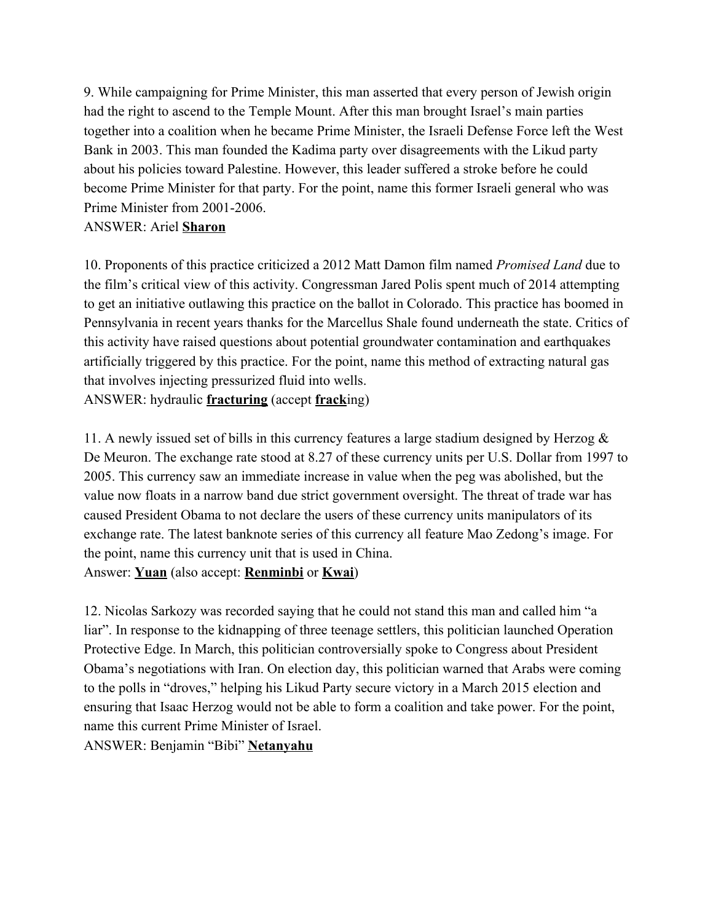9. While campaigning for Prime Minister, this man asserted that every person of Jewish origin had the right to ascend to the Temple Mount. After this man brought Israel's main parties together into a coalition when he became Prime Minister, the Israeli Defense Force left the West Bank in 2003. This man founded the Kadima party over disagreements with the Likud party about his policies toward Palestine. However, this leader suffered a stroke before he could become Prime Minister for that party. For the point, name this former Israeli general who was Prime Minister from 2001-2006.
ANSWER: Ariel **Sharon**

10. Proponents of this practice criticized a 2012 Matt Damon film named *Promised Land* due to the film's critical view of this activity. Congressman Jared Polis spent much of 2014 attempting to get an initiative outlawing this practice on the ballot in Colorado. This practice has boomed in Pennsylvania in recent years thanks for the Marcellus Shale found underneath the state. Critics of this activity have raised questions about potential groundwater contamination and earthquakes artificially triggered by this practice. For the point, name this method of extracting natural gas that involves injecting pressurized fluid into wells.
ANSWER: hydraulic **fracturing** (accept **frack**ing)

11. A newly issued set of bills in this currency features a large stadium designed by Herzog & De Meuron. The exchange rate stood at 8.27 of these currency units per U.S. Dollar from 1997 to 2005. This currency saw an immediate increase in value when the peg was abolished, but the value now floats in a narrow band due strict government oversight. The threat of trade war has caused President Obama to not declare the users of these currency units manipulators of its exchange rate. The latest banknote series of this currency all feature Mao Zedong's image. For the point, name this currency unit that is used in China.
Answer: **Yuan** (also accept: **Renminbi** or **Kwai**)

12. Nicolas Sarkozy was recorded saying that he could not stand this man and called him "a liar". In response to the kidnapping of three teenage settlers, this politician launched Operation Protective Edge. In March, this politician controversially spoke to Congress about President Obama's negotiations with Iran. On election day, this politician warned that Arabs were coming to the polls in "droves," helping his Likud Party secure victory in a March 2015 election and ensuring that Isaac Herzog would not be able to form a coalition and take power. For the point, name this current Prime Minister of Israel.
ANSWER: Benjamin "Bibi" **Netanyahu**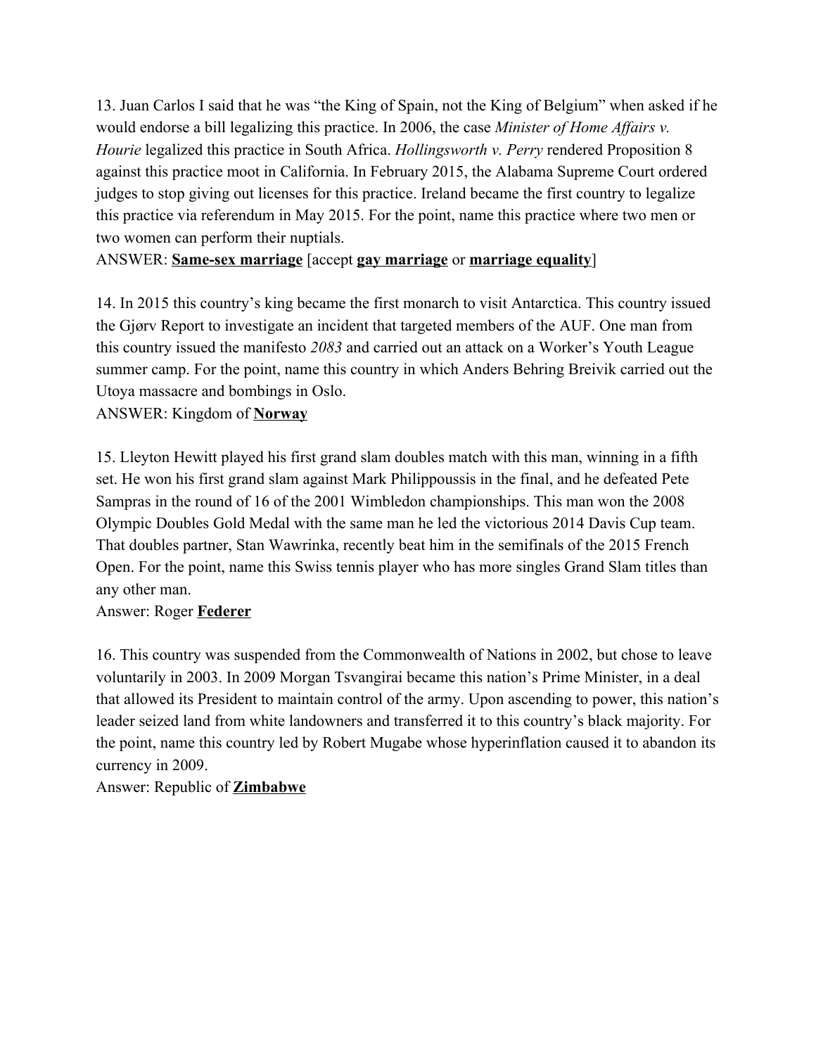13. Juan Carlos I said that he was “the King of Spain, not the King of Belgium” when asked if he would endorse a bill legalizing this practice. In 2006, the case *Minister of Home Affairs v. Hourie* legalized this practice in South Africa. *Hollingsworth v. Perry* rendered Proposition 8 against this practice moot in California. In February 2015, the Alabama Supreme Court ordered judges to stop giving out licenses for this practice. Ireland became the first country to legalize this practice via referendum in May 2015. For the point, name this practice where two men or two women can perform their nuptials.

ANSWER: **Same-sex marriage** [accept **gay marriage** or **marriage equality**]

14. In 2015 this country's king became the first monarch to visit Antarctica. This country issued the Gjørv Report to investigate an incident that targeted members of the AUF. One man from this country issued the manifesto *2083* and carried out an attack on a Worker's Youth League summer camp. For the point, name this country in which Anders Behring Breivik carried out the Utoya massacre and bombings in Oslo.

ANSWER: Kingdom of **Norway**

15. Lleyton Hewitt played his first grand slam doubles match with this man, winning in a fifth set. He won his first grand slam against Mark Philippoussis in the final, and he defeated Pete Sampras in the round of 16 of the 2001 Wimbledon championships. This man won the 2008 Olympic Doubles Gold Medal with the same man he led the victorious 2014 Davis Cup team. That doubles partner, Stan Wawrinka, recently beat him in the semifinals of the 2015 French Open. For the point, name this Swiss tennis player who has more singles Grand Slam titles than any other man.

Answer: Roger **Federer**

16. This country was suspended from the Commonwealth of Nations in 2002, but chose to leave voluntarily in 2003. In 2009 Morgan Tsvangirai became this nation's Prime Minister, in a deal that allowed its President to maintain control of the army. Upon ascending to power, this nation's leader seized land from white landowners and transferred it to this country's black majority. For the point, name this country led by Robert Mugabe whose hyperinflation caused it to abandon its currency in 2009.

Answer: Republic of **Zimbabwe**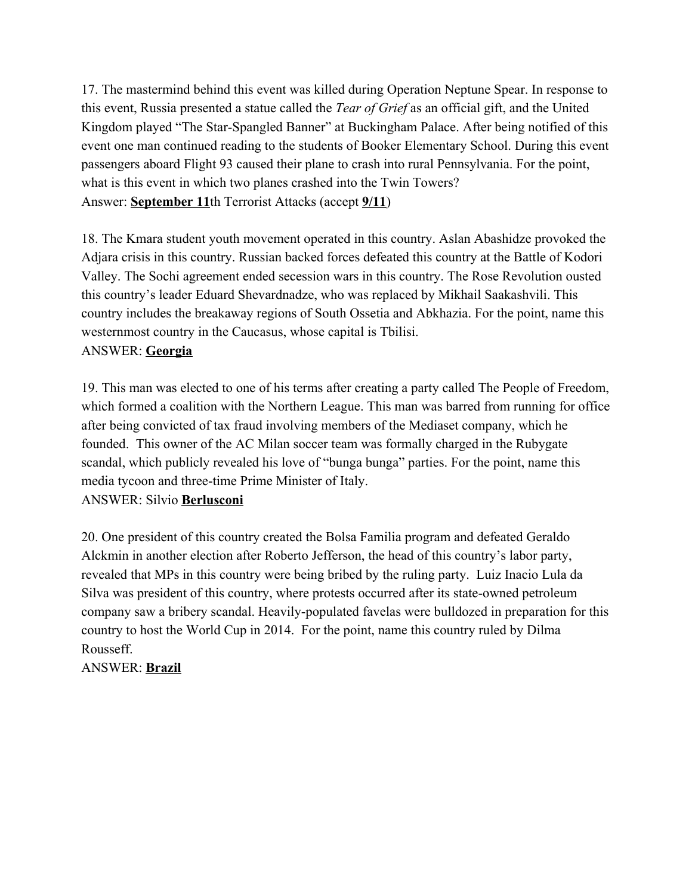17. The mastermind behind this event was killed during Operation Neptune Spear. In response to this event, Russia presented a statue called the *Tear of Grief* as an official gift, and the United Kingdom played "The Star-Spangled Banner" at Buckingham Palace. After being notified of this event one man continued reading to the students of Booker Elementary School. During this event passengers aboard Flight 93 caused their plane to crash into rural Pennsylvania. For the point, what is this event in which two planes crashed into the Twin Towers?
Answer: **<u>September 11</u>**th Terrorist Attacks (accept **<u>9/11</u>**)

18. The Kmara student youth movement operated in this country. Aslan Abashidze provoked the Adjara crisis in this country. Russian backed forces defeated this country at the Battle of Kodori Valley. The Sochi agreement ended secession wars in this country. The Rose Revolution ousted this country's leader Eduard Shevardnadze, who was replaced by Mikhail Saakashvili. This country includes the breakaway regions of South Ossetia and Abkhazia. For the point, name this westernmost country in the Caucasus, whose capital is Tbilisi.
ANSWER: **<u>Georgia</u>**

19. This man was elected to one of his terms after creating a party called The People of Freedom, which formed a coalition with the Northern League. This man was barred from running for office after being convicted of tax fraud involving members of the Mediaset company, which he founded. This owner of the AC Milan soccer team was formally charged in the Rubygate scandal, which publicly revealed his love of "bunga bunga" parties. For the point, name this media tycoon and three-time Prime Minister of Italy.
ANSWER: Silvio **<u>Berlusconi</u>**

20. One president of this country created the Bolsa Familia program and defeated Geraldo Alckmin in another election after Roberto Jefferson, the head of this country's labor party, revealed that MPs in this country were being bribed by the ruling party. Luiz Inacio Lula da Silva was president of this country, where protests occurred after its state-owned petroleum company saw a bribery scandal. Heavily-populated favelas were bulldozed in preparation for this country to host the World Cup in 2014. For the point, name this country ruled by Dilma Rousseff.
ANSWER: **<u>Brazil</u>**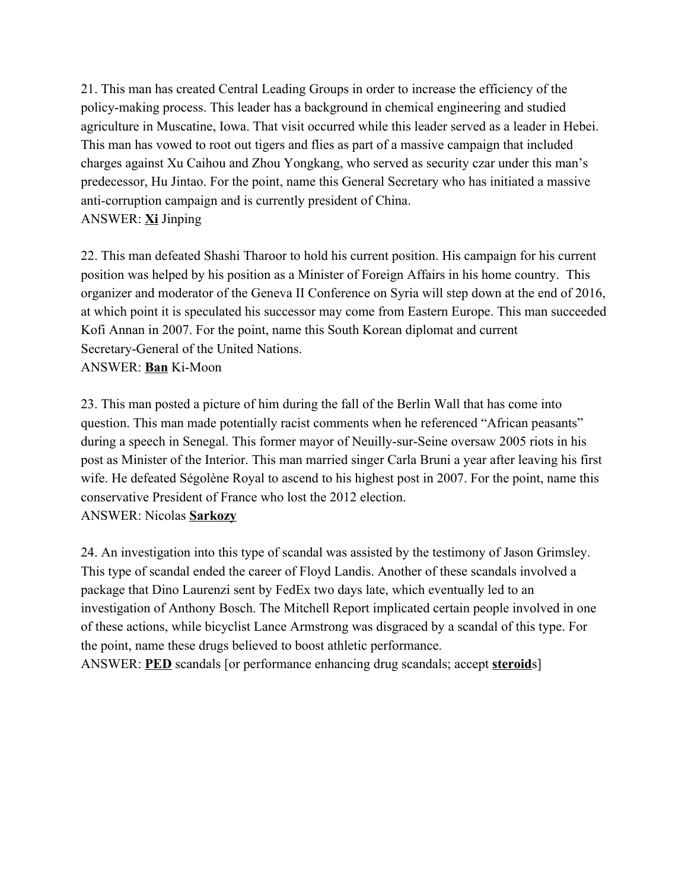21. This man has created Central Leading Groups in order to increase the efficiency of the policy-making process. This leader has a background in chemical engineering and studied agriculture in Muscatine, Iowa. That visit occurred while this leader served as a leader in Hebei. This man has vowed to root out tigers and flies as part of a massive campaign that included charges against Xu Caihou and Zhou Yongkang, who served as security czar under this man's predecessor, Hu Jintao. For the point, name this General Secretary who has initiated a massive anti-corruption campaign and is currently president of China.
ANSWER: **<u>Xi</u>** Jinping

22. This man defeated Shashi Tharoor to hold his current position. His campaign for his current position was helped by his position as a Minister of Foreign Affairs in his home country. This organizer and moderator of the Geneva II Conference on Syria will step down at the end of 2016, at which point it is speculated his successor may come from Eastern Europe. This man succeeded Kofi Annan in 2007. For the point, name this South Korean diplomat and current Secretary-General of the United Nations.
ANSWER: **<u>Ban</u>** Ki-Moon

23. This man posted a picture of him during the fall of the Berlin Wall that has come into question. This man made potentially racist comments when he referenced "African peasants" during a speech in Senegal. This former mayor of Neuilly-sur-Seine oversaw 2005 riots in his post as Minister of the Interior. This man married singer Carla Bruni a year after leaving his first wife. He defeated Ségolène Royal to ascend to his highest post in 2007. For the point, name this conservative President of France who lost the 2012 election.
ANSWER: Nicolas **<u>Sarkozy</u>**

24. An investigation into this type of scandal was assisted by the testimony of Jason Grimsley. This type of scandal ended the career of Floyd Landis. Another of these scandals involved a package that Dino Laurenzi sent by FedEx two days late, which eventually led to an investigation of Anthony Bosch. The Mitchell Report implicated certain people involved in one of these actions, while bicyclist Lance Armstrong was disgraced by a scandal of this type. For the point, name these drugs believed to boost athletic performance.
ANSWER: **<u>PED</u>** scandals [or performance enhancing drug scandals; accept **<u>steroid</u>**s]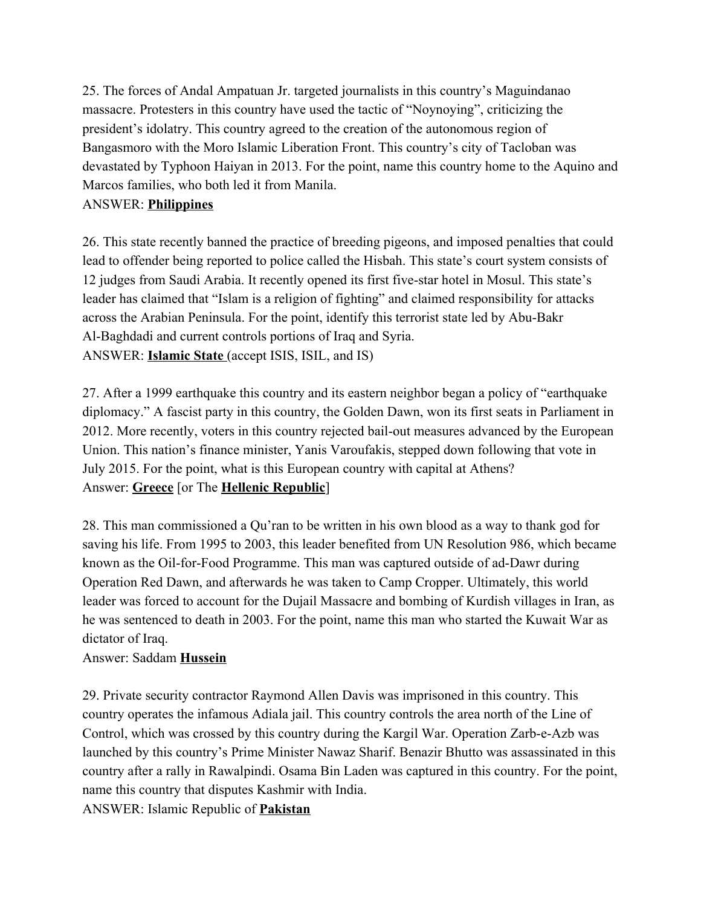25. The forces of Andal Ampatuan Jr. targeted journalists in this country's Maguindanao massacre. Protesters in this country have used the tactic of "Noynoying", criticizing the president's idolatry. This country agreed to the creation of the autonomous region of Bangasmoro with the Moro Islamic Liberation Front. This country's city of Tacloban was devastated by Typhoon Haiyan in 2013. For the point, name this country home to the Aquino and Marcos families, who both led it from Manila.

ANSWER: **Philippines**

26. This state recently banned the practice of breeding pigeons, and imposed penalties that could lead to offender being reported to police called the Hisbah. This state's court system consists of 12 judges from Saudi Arabia. It recently opened its first five-star hotel in Mosul. This state's leader has claimed that "Islam is a religion of fighting" and claimed responsibility for attacks across the Arabian Peninsula. For the point, identify this terrorist state led by Abu-Bakr Al-Baghdadi and current controls portions of Iraq and Syria.

ANSWER: **Islamic State** (accept ISIS, ISIL, and IS)

27. After a 1999 earthquake this country and its eastern neighbor began a policy of "earthquake diplomacy." A fascist party in this country, the Golden Dawn, won its first seats in Parliament in 2012. More recently, voters in this country rejected bail-out measures advanced by the European Union. This nation's finance minister, Yanis Varoufakis, stepped down following that vote in July 2015. For the point, what is this European country with capital at Athens?

Answer: **Greece** [or The **Hellenic Republic**]

28. This man commissioned a Qu'ran to be written in his own blood as a way to thank god for saving his life. From 1995 to 2003, this leader benefited from UN Resolution 986, which became known as the Oil-for-Food Programme. This man was captured outside of ad-Dawr during Operation Red Dawn, and afterwards he was taken to Camp Cropper. Ultimately, this world leader was forced to account for the Dujail Massacre and bombing of Kurdish villages in Iran, as he was sentenced to death in 2003. For the point, name this man who started the Kuwait War as dictator of Iraq.

Answer: Saddam **Hussein**

29. Private security contractor Raymond Allen Davis was imprisoned in this country. This country operates the infamous Adiala jail. This country controls the area north of the Line of Control, which was crossed by this country during the Kargil War. Operation Zarb-e-Azb was launched by this country's Prime Minister Nawaz Sharif. Benazir Bhutto was assassinated in this country after a rally in Rawalpindi. Osama Bin Laden was captured in this country. For the point, name this country that disputes Kashmir with India.

ANSWER: Islamic Republic of **Pakistan**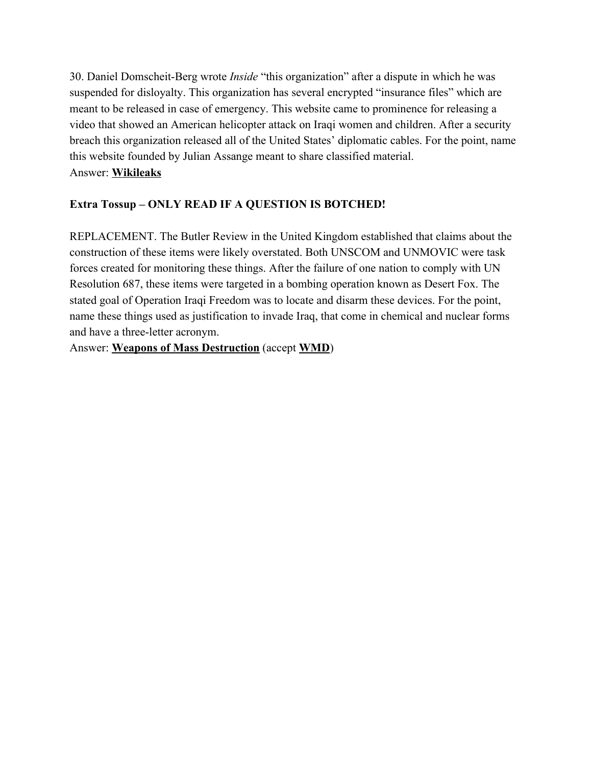30. Daniel Domscheit-Berg wrote *Inside* “this organization” after a dispute in which he was suspended for disloyalty. This organization has several encrypted “insurance files” which are meant to be released in case of emergency. This website came to prominence for releasing a video that showed an American helicopter attack on Iraqi women and children. After a security breach this organization released all of the United States’ diplomatic cables. For the point, name this website founded by Julian Assange meant to share classified material.
Answer: **<u>Wikileaks</u>**

**Extra Tossup – ONLY READ IF A QUESTION IS BOTCHED!**

REPLACEMENT. The Butler Review in the United Kingdom established that claims about the construction of these items were likely overstated. Both UNSCOM and UNMOVIC were task forces created for monitoring these things. After the failure of one nation to comply with UN Resolution 687, these items were targeted in a bombing operation known as Desert Fox. The stated goal of Operation Iraqi Freedom was to locate and disarm these devices. For the point, name these things used as justification to invade Iraq, that come in chemical and nuclear forms and have a three-letter acronym.
Answer: **<u>Weapons of Mass Destruction</u>** (accept **<u>WMD</u>**)